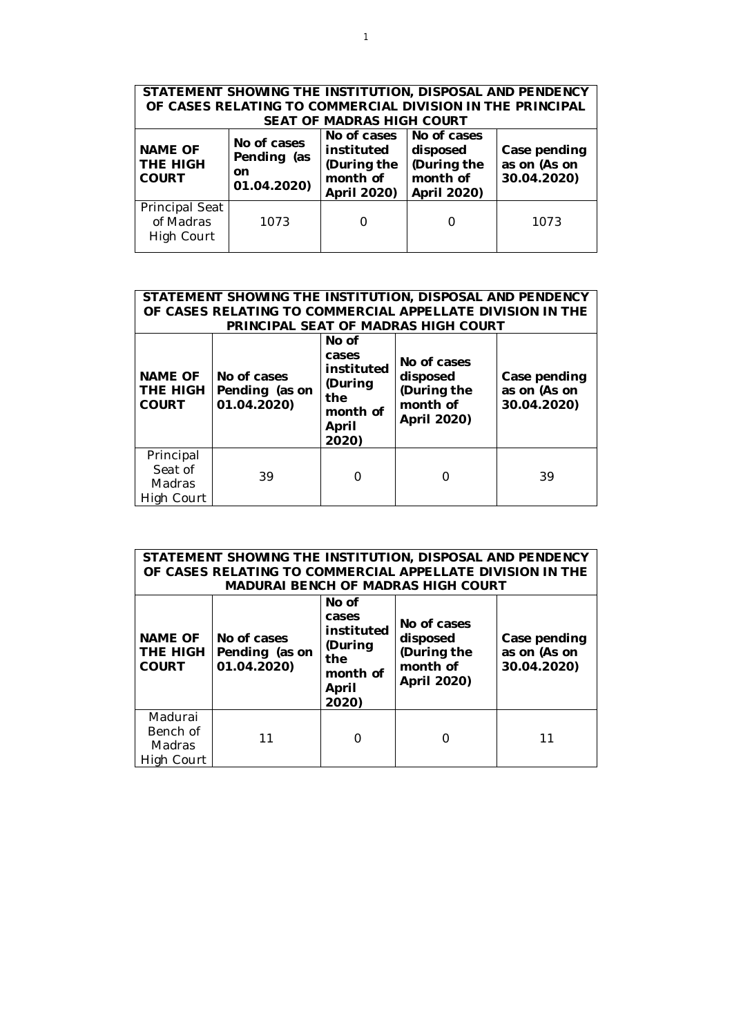| STATEMENT SHOWING THE INSTITUTION, DISPOSAL AND PENDENCY OF CASES RELATING TO COMMERCIAL DIVISION IN THE PRINCIPAL SEAT OF MADRAS HIGH COURT | | | | |
|---|---|---|---|---|
| **NAME OF THE HIGH COURT** | **No of cases Pending (as on 01.04.2020)** | **No of cases instituted (During the month of April 2020)** | **No of cases disposed (During the month of April 2020)** | **Case pending as on (As on 30.04.2020)** |
| Principal Seat of Madras High Court | 1073 | 0 | 0 | 1073 |

| STATEMENT SHOWING THE INSTITUTION, DISPOSAL AND PENDENCY OF CASES RELATING TO COMMERCIAL APPELLATE DIVISION IN THE PRINCIPAL SEAT OF MADRAS HIGH COURT | | | | |
|---|---|---|---|---|
| **NAME OF THE HIGH COURT** | **No of cases Pending (as on 01.04.2020)** | **No of cases instituted (During the month of April 2020)** | **No of cases disposed (During the month of April 2020)** | **Case pending as on (As on 30.04.2020)** |
| Principal Seat of Madras High Court | 39 | 0 | 0 | 39 |

| STATEMENT SHOWING THE INSTITUTION, DISPOSAL AND PENDENCY OF CASES RELATING TO COMMERCIAL APPELLATE DIVISION IN THE MADURAI BENCH OF MADRAS HIGH COURT | | | | |
|---|---|---|---|---|
| **NAME OF THE HIGH COURT** | **No of cases Pending (as on 01.04.2020)** | **No of cases instituted (During the month of April 2020)** | **No of cases disposed (During the month of April 2020)** | **Case pending as on (As on 30.04.2020)** |
| Madurai Bench of Madras High Court | 11 | 0 | 0 | 11 |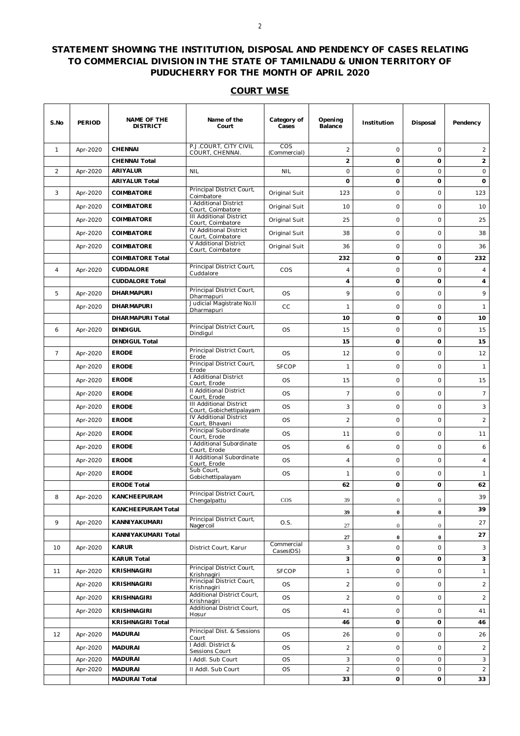## STATEMENT SHOWING THE INSTITUTION, DISPOSAL AND PENDENCY OF CASES RELATING TO COMMERCIAL DIVISION IN THE STATE OF TAMILNADU & UNION TERRITORY OF PUDUCHERRY FOR THE MONTH OF APRIL 2020

### COURT WISE

| S.No | PERIOD | NAME OF THE DISTRICT | Name of the Court | Category of Cases | Opening Balance | Institution | Disposal | Pendency |
|---|---|---|---|---|---|---|---|---|
| 1 | Apr-2020 | **CHENNAI** | P.J.COURT, CITY CIVIL COURT, CHENNAI. | COS (Commercial) | 2 | 0 | 0 | 2 |
| | | **CHENNAI Total** | | | **2** | **0** | **0** | **2** |
| 2 | Apr-2020 | **ARIYALUR** | NIL | NIL | 0 | 0 | 0 | 0 |
| | | **ARIYALUR Total** | | | **0** | **0** | **0** | **0** |
| 3 | Apr-2020 | **COIMBATORE** | Principal District Court, Coimbatore | Original Suit | 123 | 0 | 0 | 123 |
| | Apr-2020 | **COIMBATORE** | I Additional District Court, Coimbatore | Original Suit | 10 | 0 | 0 | 10 |
| | Apr-2020 | **COIMBATORE** | III Additional District Court, Coimbatore | Original Suit | 25 | 0 | 0 | 25 |
| | Apr-2020 | **COIMBATORE** | IV Additional District Court, Coimbatore | Original Suit | 38 | 0 | 0 | 38 |
| | Apr-2020 | **COIMBATORE** | V Additional District Court, Coimbatore | Original Suit | 36 | 0 | 0 | 36 |
| | | **COIMBATORE Total** | | | **232** | **0** | **0** | **232** |
| 4 | Apr-2020 | **CUDDALORE** | Principal District Court, Cuddalore | COS | 4 | 0 | 0 | 4 |
| | | **CUDDALORE Total** | | | **4** | **0** | **0** | **4** |
| 5 | Apr-2020 | **DHARMAPURI** | Principal District Court, Dharmapuri | OS | 9 | 0 | 0 | 9 |
| | Apr-2020 | **DHARMAPURI** | Judicial Magistrate No.II Dharmapuri | CC | 1 | 0 | 0 | 1 |
| | | **DHARMAPURI Total** | | | **10** | **0** | **0** | **10** |
| 6 | Apr-2020 | **DINDIGUL** | Principal District Court, Dindigul | OS | 15 | 0 | 0 | 15 |
| | | **DINDIGUL Total** | | | **15** | **0** | **0** | **15** |
| 7 | Apr-2020 | **ERODE** | Principal District Court, Erode | OS | 12 | 0 | 0 | 12 |
| | Apr-2020 | **ERODE** | Principal District Court, Erode | SFCOP | 1 | 0 | 0 | 1 |
| | Apr-2020 | **ERODE** | I Additional District Court, Erode | OS | 15 | 0 | 0 | 15 |
| | Apr-2020 | **ERODE** | II Additional District Court, Erode | OS | 7 | 0 | 0 | 7 |
| | Apr-2020 | **ERODE** | III Additional District Court, Gobichettipalayam | OS | 3 | 0 | 0 | 3 |
| | Apr-2020 | **ERODE** | IV Additional District Court, Bhavani | OS | 2 | 0 | 0 | 2 |
| | Apr-2020 | **ERODE** | Principal Subordinate Court, Erode | OS | 11 | 0 | 0 | 11 |
| | Apr-2020 | **ERODE** | I Additional Subordinate Court, Erode | OS | 6 | 0 | 0 | 6 |
| | Apr-2020 | **ERODE** | II Additional Subordinate Court, Erode | OS | 4 | 0 | 0 | 4 |
| | Apr-2020 | **ERODE** | Sub Court, Gobichettipalayam | OS | 1 | 0 | 0 | 1 |
| | | **ERODE Total** | | | **62** | **0** | **0** | **62** |
| 8 | Apr-2020 | **KANCHEEPURAM** | Principal District Court, Chengalpattu | COS | 39 | 0 | 0 | 39 |
| | | **KANCHEEPURAM Total** | | | **39** | **0** | **0** | **39** |
| 9 | Apr-2020 | **KANNIYAKUMARI** | Principal District Court, Nagercoil | O.S. | 27 | 0 | 0 | 27 |
| | | **KANNIYAKUMARI Total** | | | **27** | **0** | **0** | **27** |
| 10 | Apr-2020 | **KARUR** | District Court, Karur | Commercial Cases(OS) | 3 | 0 | 0 | 3 |
| | | **KARUR Total** | | | **3** | **0** | **0** | **3** |
| 11 | Apr-2020 | **KRISHNAGIRI** | Principal District Court, Krishnagiri | SFCOP | 1 | 0 | 0 | 1 |
| | Apr-2020 | **KRISHNAGIRI** | Principal District Court, Krishnagiri | OS | 2 | 0 | 0 | 2 |
| | Apr-2020 | **KRISHNAGIRI** | Additional District Court, Krishnagiri | OS | 2 | 0 | 0 | 2 |
| | Apr-2020 | **KRISHNAGIRI** | Additional District Court, Hosur | OS | 41 | 0 | 0 | 41 |
| | | **KRISHNAGIRI Total** | | | **46** | **0** | **0** | **46** |
| 12 | Apr-2020 | **MADURAI** | Principal Dist. & Sessions Court | OS | 26 | 0 | 0 | 26 |
| | Apr-2020 | **MADURAI** | I Addl. District & Sessions Court | OS | 2 | 0 | 0 | 2 |
| | Apr-2020 | **MADURAI** | I Addl. Sub Court | OS | 3 | 0 | 0 | 3 |
| | Apr-2020 | **MADURAI** | II Addl. Sub Court | OS | 2 | 0 | 0 | 2 |
| | | **MADURAI Total** | | | **33** | **0** | **0** | **33** |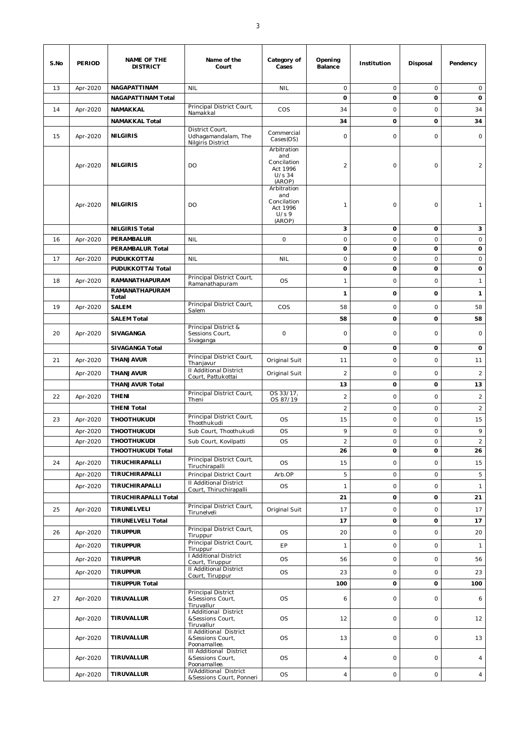| S.No | PERIOD | NAME OF THE DISTRICT | Name of the Court | Category of Cases | Opening Balance | Institution | Disposal | Pendency |
|---|---|---|---|---|---|---|---|---|
| 13 | Apr-2020 | **NAGAPATTINAM** | NIL | NIL | 0 | 0 | 0 | 0 |
| | | **NAGAPATTINAM Total** | | | **0** | **0** | **0** | **0** |
| 14 | Apr-2020 | **NAMAKKAL** | Principal District Court, Namakkal | COS | 34 | 0 | 0 | 34 |
| | | **NAMAKKAL Total** | | | **34** | **0** | **0** | **34** |
| 15 | Apr-2020 | **NILGIRIS** | District Court, Udhagamandalam, The Nilgiris District | Commercial Cases(OS) | 0 | 0 | 0 | 0 |
| | Apr-2020 | **NILGIRIS** | DO | Arbitration and Concilation Act 1996 U/s 34 (AROP) | 2 | 0 | 0 | 2 |
| | Apr-2020 | **NILGIRIS** | DO | Arbitration and Concilation Act 1996 U/s 9 (AROP) | 1 | 0 | 0 | 1 |
| | | **NILGIRIS Total** | | | **3** | **0** | **0** | **3** |
| 16 | Apr-2020 | **PERAMBALUR** | NIL | 0 | 0 | 0 | 0 | 0 |
| | | **PERAMBALUR Total** | | | **0** | **0** | **0** | **0** |
| 17 | Apr-2020 | **PUDUKKOTTAI** | NIL | NIL | 0 | 0 | 0 | 0 |
| | | **PUDUKKOTTAI Total** | | | **0** | **0** | **0** | **0** |
| 18 | Apr-2020 | **RAMANATHAPURAM** | Principal District Court, Ramanathapuram | OS | 1 | 0 | 0 | 1 |
| | | **RAMANATHAPURAM Total** | | | **1** | **0** | **0** | **1** |
| 19 | Apr-2020 | **SALEM** | Principal District Court, Salem | COS | 58 | 0 | 0 | 58 |
| | | **SALEM Total** | | | **58** | **0** | **0** | **58** |
| 20 | Apr-2020 | **SIVAGANGA** | Principal District & Sessions Court, Sivaganga | 0 | 0 | 0 | 0 | 0 |
| | | **SIVAGANGA Total** | | | **0** | **0** | **0** | **0** |
| 21 | Apr-2020 | **THANJAVUR** | Principal District Court, Thanjavur | Original Suit | 11 | 0 | 0 | 11 |
| | Apr-2020 | **THANJAVUR** | II Additional District Court, Pattukottai | Original Suit | 2 | 0 | 0 | 2 |
| | | **THANJAVUR Total** | | | **13** | **0** | **0** | **13** |
| 22 | Apr-2020 | **THENI** | Principal District Court, Theni | OS 33/17, OS 87/19 | 2 | 0 | 0 | 2 |
| | | **THENI Total** | | | 2 | 0 | 0 | 2 |
| 23 | Apr-2020 | **THOOTHUKUDI** | Principal District Court, Thoothukudi | OS | 15 | 0 | 0 | 15 |
| | Apr-2020 | **THOOTHUKUDI** | Sub Court, Thoothukudi | OS | 9 | 0 | 0 | 9 |
| | Apr-2020 | **THOOTHUKUDI** | Sub Court, Kovilpatti | OS | 2 | 0 | 0 | 2 |
| | | **THOOTHUKUDI Total** | | | **26** | **0** | **0** | **26** |
| 24 | Apr-2020 | **TIRUCHIRAPALLI** | Principal District Court, Tiruchirapalli | OS | 15 | 0 | 0 | 15 |
| | Apr-2020 | **TIRUCHIRAPALLI** | Principal District Court | Arb.OP | 5 | 0 | 0 | 5 |
| | Apr-2020 | **TIRUCHIRAPALLI** | II Additional District Court, Thiruchirapalli | OS | 1 | 0 | 0 | 1 |
| | | **TIRUCHIRAPALLI Total** | | | **21** | **0** | **0** | **21** |
| 25 | Apr-2020 | **TIRUNELVELI** | Principal District Court, Tirunelveli | Original Suit | 17 | 0 | 0 | 17 |
| | | **TIRUNELVELI Total** | | | **17** | **0** | **0** | **17** |
| 26 | Apr-2020 | **TIRUPPUR** | Principal District Court, Tiruppur | OS | 20 | 0 | 0 | 20 |
| | Apr-2020 | **TIRUPPUR** | Principal District Court, Tiruppur | EP | 1 | 0 | 0 | 1 |
| | Apr-2020 | **TIRUPPUR** | I Additional District Court, Tiruppur | OS | 56 | 0 | 0 | 56 |
| | Apr-2020 | **TIRUPPUR** | II Additional District Court, Tiruppur | OS | 23 | 0 | 0 | 23 |
| | | **TIRUPPUR Total** | | | **100** | **0** | **0** | **100** |
| 27 | Apr-2020 | **TIRUVALLUR** | Principal District &Sessions Court, Tiruvallur | OS | 6 | 0 | 0 | 6 |
| | Apr-2020 | **TIRUVALLUR** | I Additional District &Sessions Court, Tiruvallur | OS | 12 | 0 | 0 | 12 |
| | Apr-2020 | **TIRUVALLUR** | II Additional District &Sessions Court, Poonamallee. | OS | 13 | 0 | 0 | 13 |
| | Apr-2020 | **TIRUVALLUR** | III Additional District &Sessions Court, Poonamallee. | OS | 4 | 0 | 0 | 4 |
| | Apr-2020 | **TIRUVALLUR** | IVAdditional District &Sessions Court, Ponneri | OS | 4 | 0 | 0 | 4 |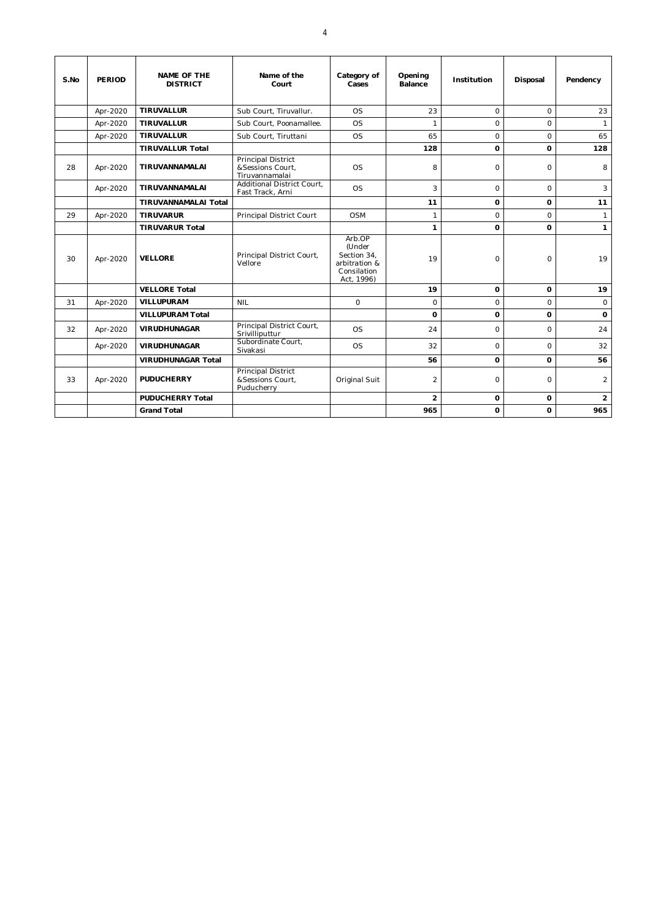| S.No | PERIOD | NAME OF THE DISTRICT | Name of the Court | Category of Cases | Opening Balance | Institution | Disposal | Pendency |
|---|---|---|---|---|---|---|---|---|
| | Apr-2020 | **TIRUVALLUR** | Sub Court, Tiruvallur. | OS | 23 | 0 | 0 | 23 |
| | Apr-2020 | **TIRUVALLUR** | Sub Court, Poonamallee. | OS | 1 | 0 | 0 | 1 |
| | Apr-2020 | **TIRUVALLUR** | Sub Court, Tiruttani | OS | 65 | 0 | 0 | 65 |
| | | **TIRUVALLUR Total** | | | **128** | **0** | **0** | **128** |
| 28 | Apr-2020 | **TIRUVANNAMALAI** | Principal District &Sessions Court, Tiruvannamalai | OS | 8 | 0 | 0 | 8 |
| | Apr-2020 | **TIRUVANNAMALAI** | Additional District Court, Fast Track, Arni | OS | 3 | 0 | 0 | 3 |
| | | **TIRUVANNAMALAI Total** | | | **11** | **0** | **0** | **11** |
| 29 | Apr-2020 | **TIRUVARUR** | Principal District Court | OSM | 1 | 0 | 0 | 1 |
| | | **TIRUVARUR Total** | | | **1** | **0** | **0** | **1** |
| 30 | Apr-2020 | **VELLORE** | Principal District Court, Vellore | Arb.OP (Under Section 34, arbitration & Consilation Act, 1996) | 19 | 0 | 0 | 19 |
| | | **VELLORE Total** | | | **19** | **0** | **0** | **19** |
| 31 | Apr-2020 | **VILLUPURAM** | NIL | 0 | 0 | 0 | 0 | 0 |
| | | **VILLUPURAM Total** | | | **0** | **0** | **0** | **0** |
| 32 | Apr-2020 | **VIRUDHUNAGAR** | Principal District Court, Srivilliputtur | OS | 24 | 0 | 0 | 24 |
| | Apr-2020 | **VIRUDHUNAGAR** | Subordinate Court, Sivakasi | OS | 32 | 0 | 0 | 32 |
| | | **VIRUDHUNAGAR Total** | | | **56** | **0** | **0** | **56** |
| 33 | Apr-2020 | **PUDUCHERRY** | Principal District &Sessions Court, Puducherry | Original Suit | 2 | 0 | 0 | 2 |
| | | **PUDUCHERRY Total** | | | **2** | **0** | **0** | **2** |
| | | **Grand Total** | | | **965** | **0** | **0** | **965** |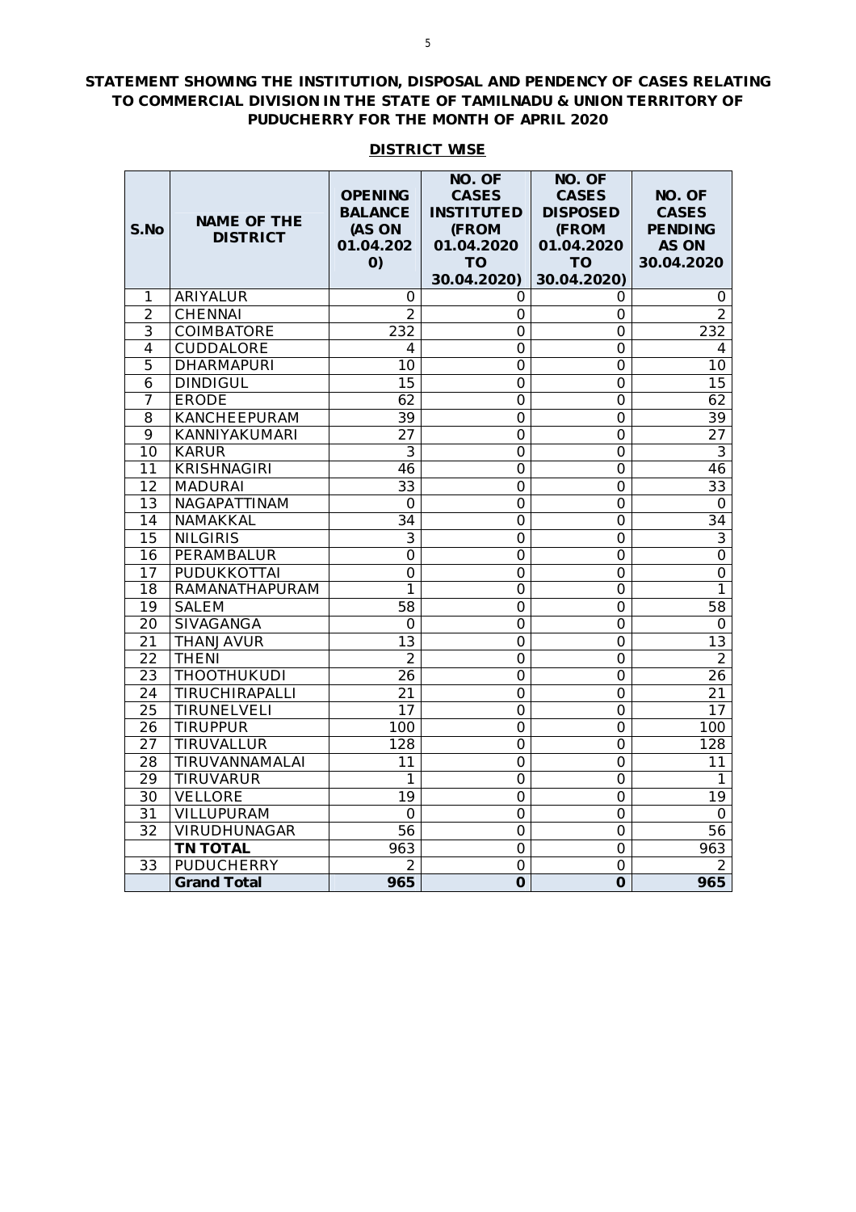**STATEMENT SHOWING THE INSTITUTION, DISPOSAL AND PENDENCY OF CASES RELATING TO COMMERCIAL DIVISION IN THE STATE OF TAMILNADU & UNION TERRITORY OF PUDUCHERRY FOR THE MONTH OF APRIL 2020**

**DISTRICT WISE**

| S.No | NAME OF THE DISTRICT | OPENING BALANCE (AS ON 01.04.2020) | NO. OF CASES INSTITUTED (FROM 01.04.2020 TO 30.04.2020) | NO. OF CASES DISPOSED (FROM 01.04.2020 TO 30.04.2020) | NO. OF CASES PENDING AS ON 30.04.2020 |
|---|---|---|---|---|---|
| 1 | ARIYALUR | 0 | 0 | 0 | 0 |
| 2 | CHENNAI | 2 | 0 | 0 | 2 |
| 3 | COIMBATORE | 232 | 0 | 0 | 232 |
| 4 | CUDDALORE | 4 | 0 | 0 | 4 |
| 5 | DHARMAPURI | 10 | 0 | 0 | 10 |
| 6 | DINDIGUL | 15 | 0 | 0 | 15 |
| 7 | ERODE | 62 | 0 | 0 | 62 |
| 8 | KANCHEEPURAM | 39 | 0 | 0 | 39 |
| 9 | KANNIYAKUMARI | 27 | 0 | 0 | 27 |
| 10 | KARUR | 3 | 0 | 0 | 3 |
| 11 | KRISHNAGIRI | 46 | 0 | 0 | 46 |
| 12 | MADURAI | 33 | 0 | 0 | 33 |
| 13 | NAGAPATTINAM | 0 | 0 | 0 | 0 |
| 14 | NAMAKKAL | 34 | 0 | 0 | 34 |
| 15 | NILGIRIS | 3 | 0 | 0 | 3 |
| 16 | PERAMBALUR | 0 | 0 | 0 | 0 |
| 17 | PUDUKKOTTAI | 0 | 0 | 0 | 0 |
| 18 | RAMANATHAPURAM | 1 | 0 | 0 | 1 |
| 19 | SALEM | 58 | 0 | 0 | 58 |
| 20 | SIVAGANGA | 0 | 0 | 0 | 0 |
| 21 | THANJAVUR | 13 | 0 | 0 | 13 |
| 22 | THENI | 2 | 0 | 0 | 2 |
| 23 | THOOTHUKUDI | 26 | 0 | 0 | 26 |
| 24 | TIRUCHIRAPALLI | 21 | 0 | 0 | 21 |
| 25 | TIRUNELVELI | 17 | 0 | 0 | 17 |
| 26 | TIRUPPUR | 100 | 0 | 0 | 100 |
| 27 | TIRUVALLUR | 128 | 0 | 0 | 128 |
| 28 | TIRUVANNAMALAI | 11 | 0 | 0 | 11 |
| 29 | TIRUVARUR | 1 | 0 | 0 | 1 |
| 30 | VELLORE | 19 | 0 | 0 | 19 |
| 31 | VILLUPURAM | 0 | 0 | 0 | 0 |
| 32 | VIRUDHUNAGAR | 56 | 0 | 0 | 56 |
| | **TN TOTAL** | 963 | 0 | 0 | 963 |
| 33 | PUDUCHERRY | 2 | 0 | 0 | 2 |
| | **Grand Total** | **965** | **0** | **0** | **965** |